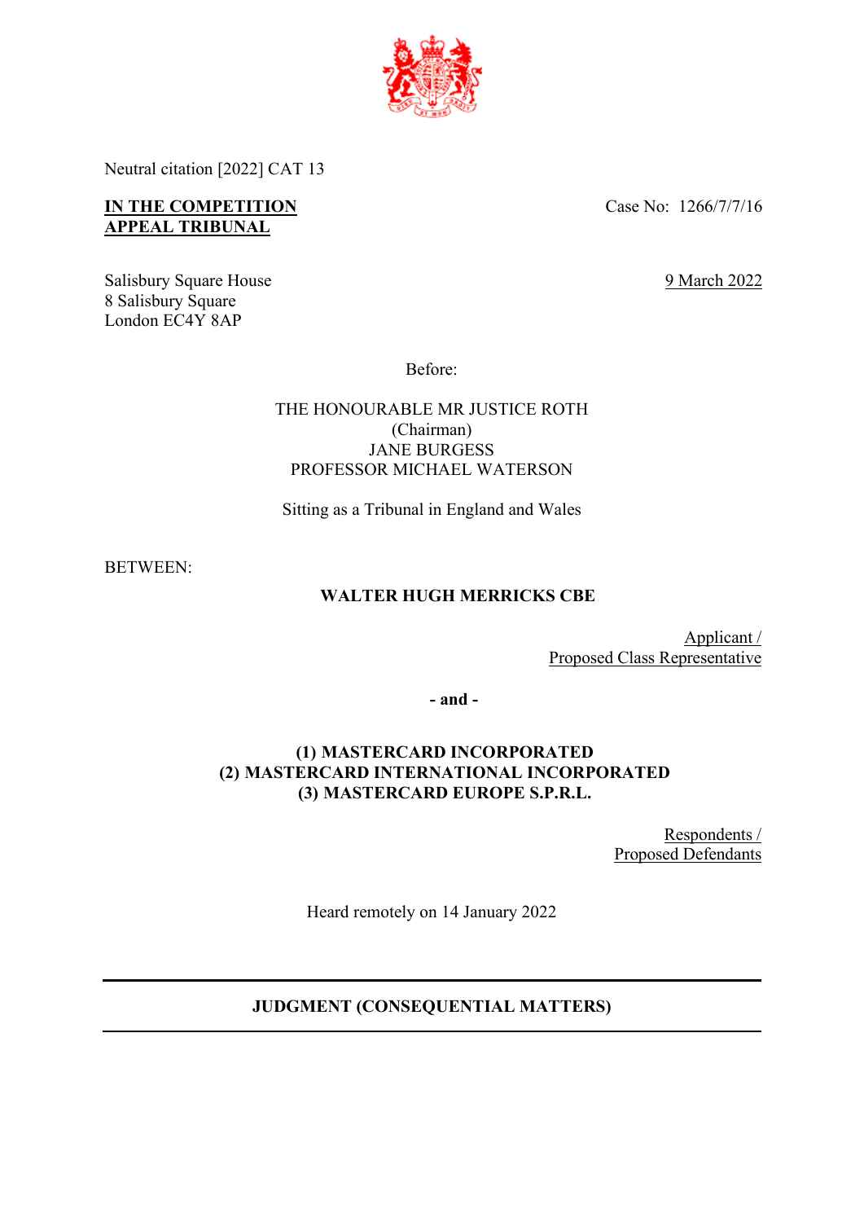Neutral citation [2022] CAT 13

**IN THE COMPETITION APPEAL TRIBUNAL**

Case No: 1266/7/7/16

Salisbury Square House
8 Salisbury Square
London EC4Y 8AP

9 March 2022

Before:

THE HONOURABLE MR JUSTICE ROTH
(Chairman)
JANE BURGESS
PROFESSOR MICHAEL WATERSON

Sitting as a Tribunal in England and Wales

BETWEEN:

**WALTER HUGH MERRICKS CBE**

Applicant /
Proposed Class Representative

**- and -**

**(1) MASTERCARD INCORPORATED**
**(2) MASTERCARD INTERNATIONAL INCORPORATED**
**(3) MASTERCARD EUROPE S.P.R.L.**

Respondents /
Proposed Defendants

Heard remotely on 14 January 2022

---

**JUDGMENT (CONSEQUENTIAL MATTERS)**

---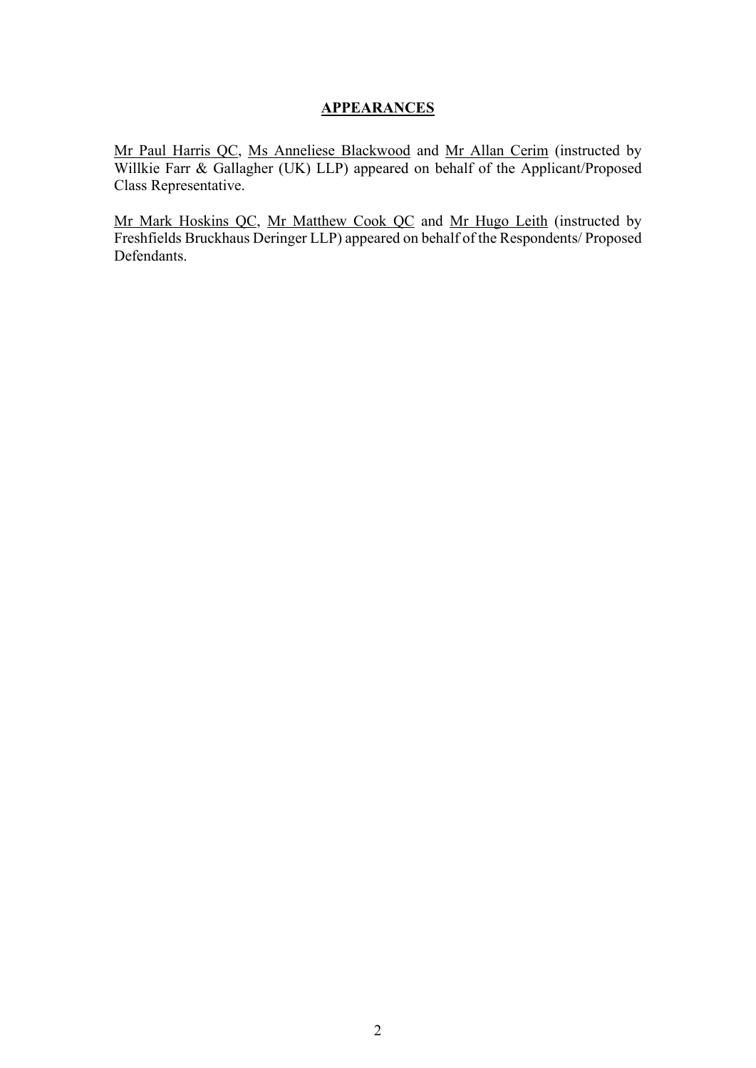## APPEARANCES

Mr Paul Harris QC, Ms Anneliese Blackwood and Mr Allan Cerim (instructed by Willkie Farr & Gallagher (UK) LLP) appeared on behalf of the Applicant/Proposed Class Representative.

Mr Mark Hoskins QC, Mr Matthew Cook QC and Mr Hugo Leith (instructed by Freshfields Bruckhaus Deringer LLP) appeared on behalf of the Respondents/ Proposed Defendants.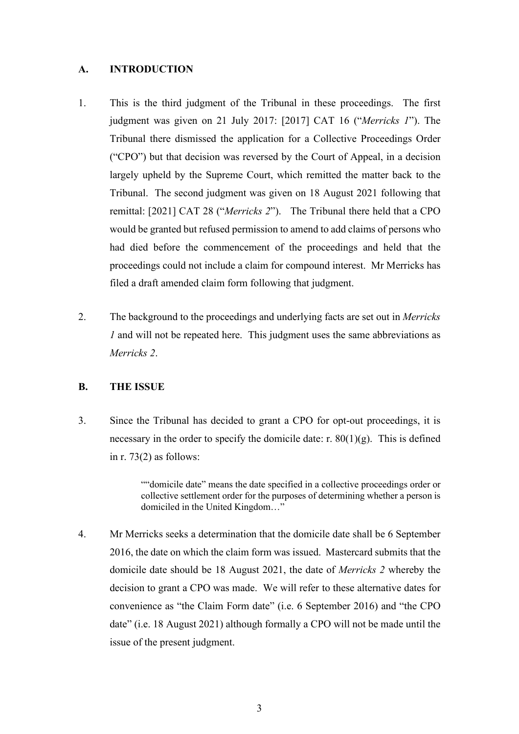## A. INTRODUCTION

1. This is the third judgment of the Tribunal in these proceedings. The first judgment was given on 21 July 2017: [2017] CAT 16 ("*Merricks 1*"). The Tribunal there dismissed the application for a Collective Proceedings Order ("CPO") but that decision was reversed by the Court of Appeal, in a decision largely upheld by the Supreme Court, which remitted the matter back to the Tribunal. The second judgment was given on 18 August 2021 following that remittal: [2021] CAT 28 ("*Merricks 2*"). The Tribunal there held that a CPO would be granted but refused permission to amend to add claims of persons who had died before the commencement of the proceedings and held that the proceedings could not include a claim for compound interest. Mr Merricks has filed a draft amended claim form following that judgment.

2. The background to the proceedings and underlying facts are set out in *Merricks 1* and will not be repeated here. This judgment uses the same abbreviations as *Merricks 2*.

## B. THE ISSUE

3. Since the Tribunal has decided to grant a CPO for opt-out proceedings, it is necessary in the order to specify the domicile date: r. 80(1)(g). This is defined in r. 73(2) as follows:

> ""domicile date" means the date specified in a collective proceedings order or collective settlement order for the purposes of determining whether a person is domiciled in the United Kingdom…"

4. Mr Merricks seeks a determination that the domicile date shall be 6 September 2016, the date on which the claim form was issued. Mastercard submits that the domicile date should be 18 August 2021, the date of *Merricks 2* whereby the decision to grant a CPO was made. We will refer to these alternative dates for convenience as "the Claim Form date" (i.e. 6 September 2016) and "the CPO date" (i.e. 18 August 2021) although formally a CPO will not be made until the issue of the present judgment.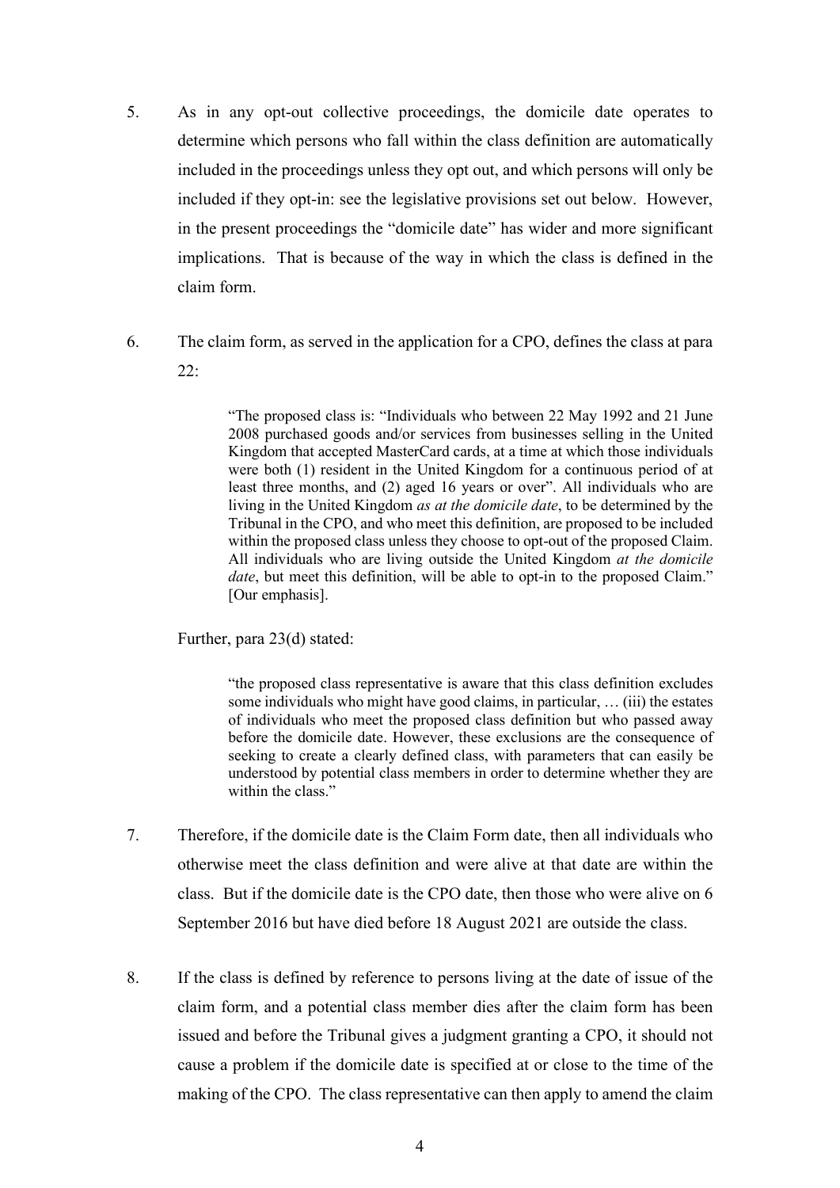5. As in any opt-out collective proceedings, the domicile date operates to determine which persons who fall within the class definition are automatically included in the proceedings unless they opt out, and which persons will only be included if they opt-in: see the legislative provisions set out below. However, in the present proceedings the "domicile date" has wider and more significant implications. That is because of the way in which the class is defined in the claim form.

6. The claim form, as served in the application for a CPO, defines the class at para 22:

> "The proposed class is: "Individuals who between 22 May 1992 and 21 June 2008 purchased goods and/or services from businesses selling in the United Kingdom that accepted MasterCard cards, at a time at which those individuals were both (1) resident in the United Kingdom for a continuous period of at least three months, and (2) aged 16 years or over". All individuals who are living in the United Kingdom *as at the domicile date*, to be determined by the Tribunal in the CPO, and who meet this definition, are proposed to be included within the proposed class unless they choose to opt-out of the proposed Claim. All individuals who are living outside the United Kingdom *at the domicile date*, but meet this definition, will be able to opt-in to the proposed Claim." [Our emphasis].

Further, para 23(d) stated:

> "the proposed class representative is aware that this class definition excludes some individuals who might have good claims, in particular, … (iii) the estates of individuals who meet the proposed class definition but who passed away before the domicile date. However, these exclusions are the consequence of seeking to create a clearly defined class, with parameters that can easily be understood by potential class members in order to determine whether they are within the class."

7. Therefore, if the domicile date is the Claim Form date, then all individuals who otherwise meet the class definition and were alive at that date are within the class. But if the domicile date is the CPO date, then those who were alive on 6 September 2016 but have died before 18 August 2021 are outside the class.

8. If the class is defined by reference to persons living at the date of issue of the claim form, and a potential class member dies after the claim form has been issued and before the Tribunal gives a judgment granting a CPO, it should not cause a problem if the domicile date is specified at or close to the time of the making of the CPO. The class representative can then apply to amend the claim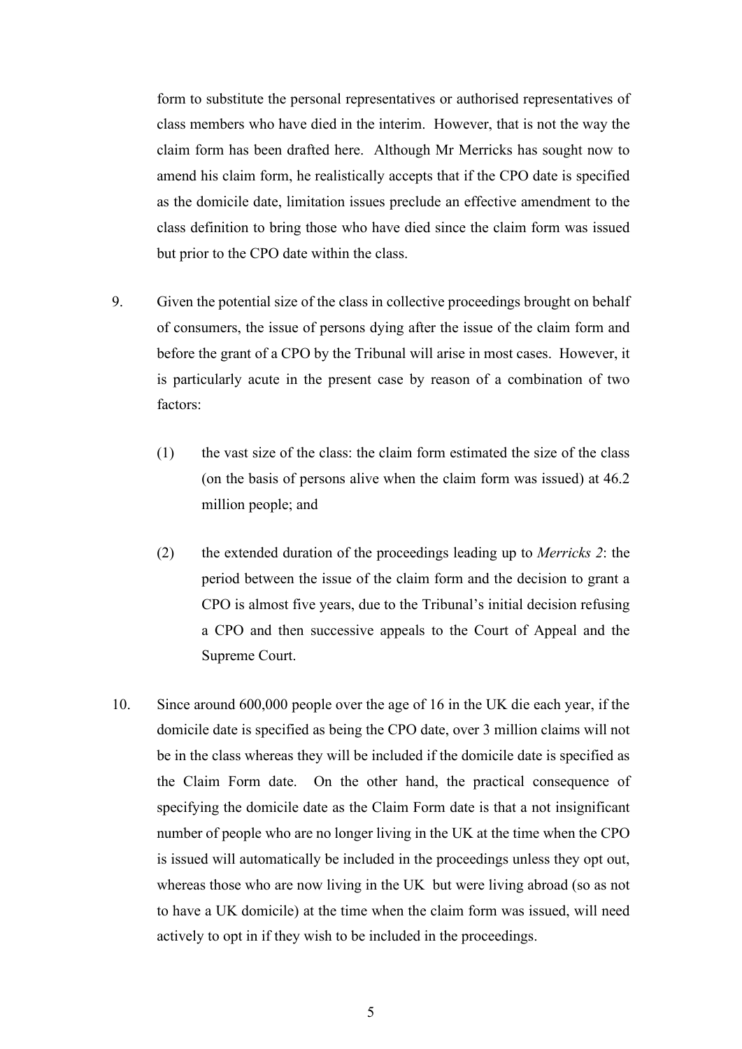form to substitute the personal representatives or authorised representatives of class members who have died in the interim. However, that is not the way the claim form has been drafted here. Although Mr Merricks has sought now to amend his claim form, he realistically accepts that if the CPO date is specified as the domicile date, limitation issues preclude an effective amendment to the class definition to bring those who have died since the claim form was issued but prior to the CPO date within the class.

9. Given the potential size of the class in collective proceedings brought on behalf of consumers, the issue of persons dying after the issue of the claim form and before the grant of a CPO by the Tribunal will arise in most cases. However, it is particularly acute in the present case by reason of a combination of two factors:

   (1) the vast size of the class: the claim form estimated the size of the class (on the basis of persons alive when the claim form was issued) at 46.2 million people; and

   (2) the extended duration of the proceedings leading up to *Merricks 2*: the period between the issue of the claim form and the decision to grant a CPO is almost five years, due to the Tribunal's initial decision refusing a CPO and then successive appeals to the Court of Appeal and the Supreme Court.

10. Since around 600,000 people over the age of 16 in the UK die each year, if the domicile date is specified as being the CPO date, over 3 million claims will not be in the class whereas they will be included if the domicile date is specified as the Claim Form date. On the other hand, the practical consequence of specifying the domicile date as the Claim Form date is that a not insignificant number of people who are no longer living in the UK at the time when the CPO is issued will automatically be included in the proceedings unless they opt out, whereas those who are now living in the UK but were living abroad (so as not to have a UK domicile) at the time when the claim form was issued, will need actively to opt in if they wish to be included in the proceedings.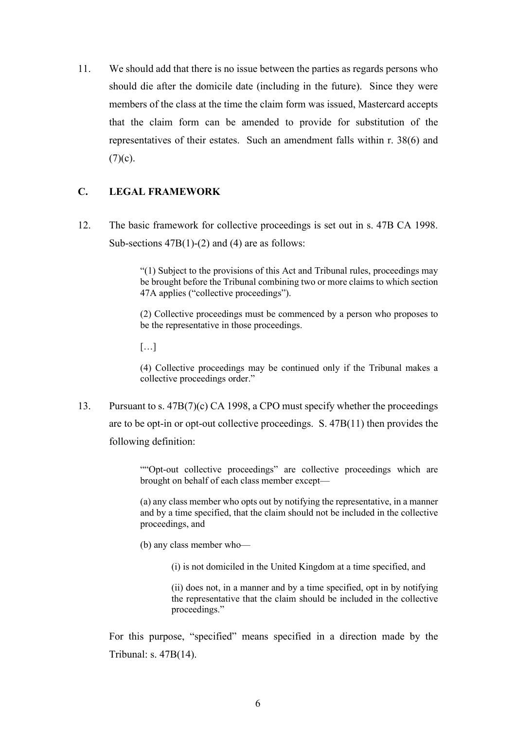11. We should add that there is no issue between the parties as regards persons who should die after the domicile date (including in the future). Since they were members of the class at the time the claim form was issued, Mastercard accepts that the claim form can be amended to provide for substitution of the representatives of their estates. Such an amendment falls within r. 38(6) and (7)(c).

## C. LEGAL FRAMEWORK

12. The basic framework for collective proceedings is set out in s. 47B CA 1998. Sub-sections 47B(1)-(2) and (4) are as follows:

> "(1) Subject to the provisions of this Act and Tribunal rules, proceedings may be brought before the Tribunal combining two or more claims to which section 47A applies ("collective proceedings").
>
> (2) Collective proceedings must be commenced by a person who proposes to be the representative in those proceedings.
>
> […]
>
> (4) Collective proceedings may be continued only if the Tribunal makes a collective proceedings order."

13. Pursuant to s. 47B(7)(c) CA 1998, a CPO must specify whether the proceedings are to be opt-in or opt-out collective proceedings. S. 47B(11) then provides the following definition:

> ""Opt-out collective proceedings" are collective proceedings which are brought on behalf of each class member except—
>
> (a) any class member who opts out by notifying the representative, in a manner and by a time specified, that the claim should not be included in the collective proceedings, and
>
> (b) any class member who—
>
> > (i) is not domiciled in the United Kingdom at a time specified, and
> >
> > (ii) does not, in a manner and by a time specified, opt in by notifying the representative that the claim should be included in the collective proceedings."

For this purpose, "specified" means specified in a direction made by the Tribunal: s. 47B(14).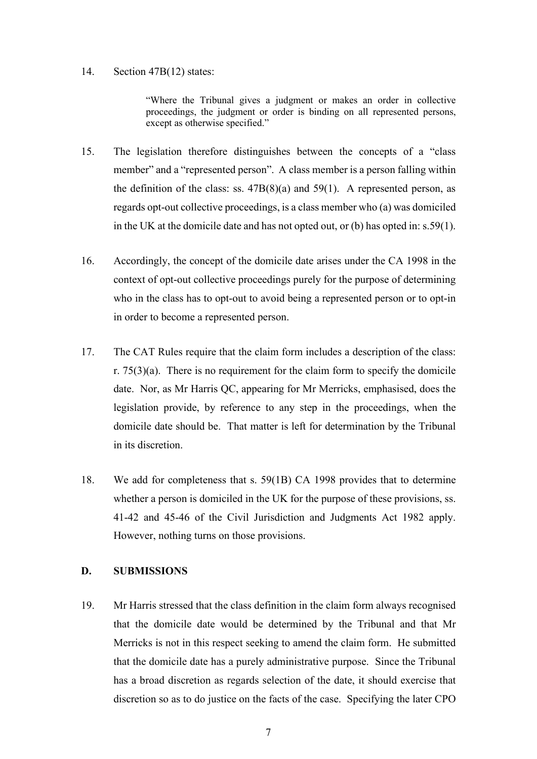14. Section 47B(12) states:

> "Where the Tribunal gives a judgment or makes an order in collective proceedings, the judgment or order is binding on all represented persons, except as otherwise specified."

15. The legislation therefore distinguishes between the concepts of a "class member" and a "represented person". A class member is a person falling within the definition of the class: ss. 47B(8)(a) and 59(1). A represented person, as regards opt-out collective proceedings, is a class member who (a) was domiciled in the UK at the domicile date and has not opted out, or (b) has opted in: s.59(1).

16. Accordingly, the concept of the domicile date arises under the CA 1998 in the context of opt-out collective proceedings purely for the purpose of determining who in the class has to opt-out to avoid being a represented person or to opt-in in order to become a represented person.

17. The CAT Rules require that the claim form includes a description of the class: r. 75(3)(a). There is no requirement for the claim form to specify the domicile date. Nor, as Mr Harris QC, appearing for Mr Merricks, emphasised, does the legislation provide, by reference to any step in the proceedings, when the domicile date should be. That matter is left for determination by the Tribunal in its discretion.

18. We add for completeness that s. 59(1B) CA 1998 provides that to determine whether a person is domiciled in the UK for the purpose of these provisions, ss. 41-42 and 45-46 of the Civil Jurisdiction and Judgments Act 1982 apply. However, nothing turns on those provisions.

## D. SUBMISSIONS

19. Mr Harris stressed that the class definition in the claim form always recognised that the domicile date would be determined by the Tribunal and that Mr Merricks is not in this respect seeking to amend the claim form. He submitted that the domicile date has a purely administrative purpose. Since the Tribunal has a broad discretion as regards selection of the date, it should exercise that discretion so as to do justice on the facts of the case. Specifying the later CPO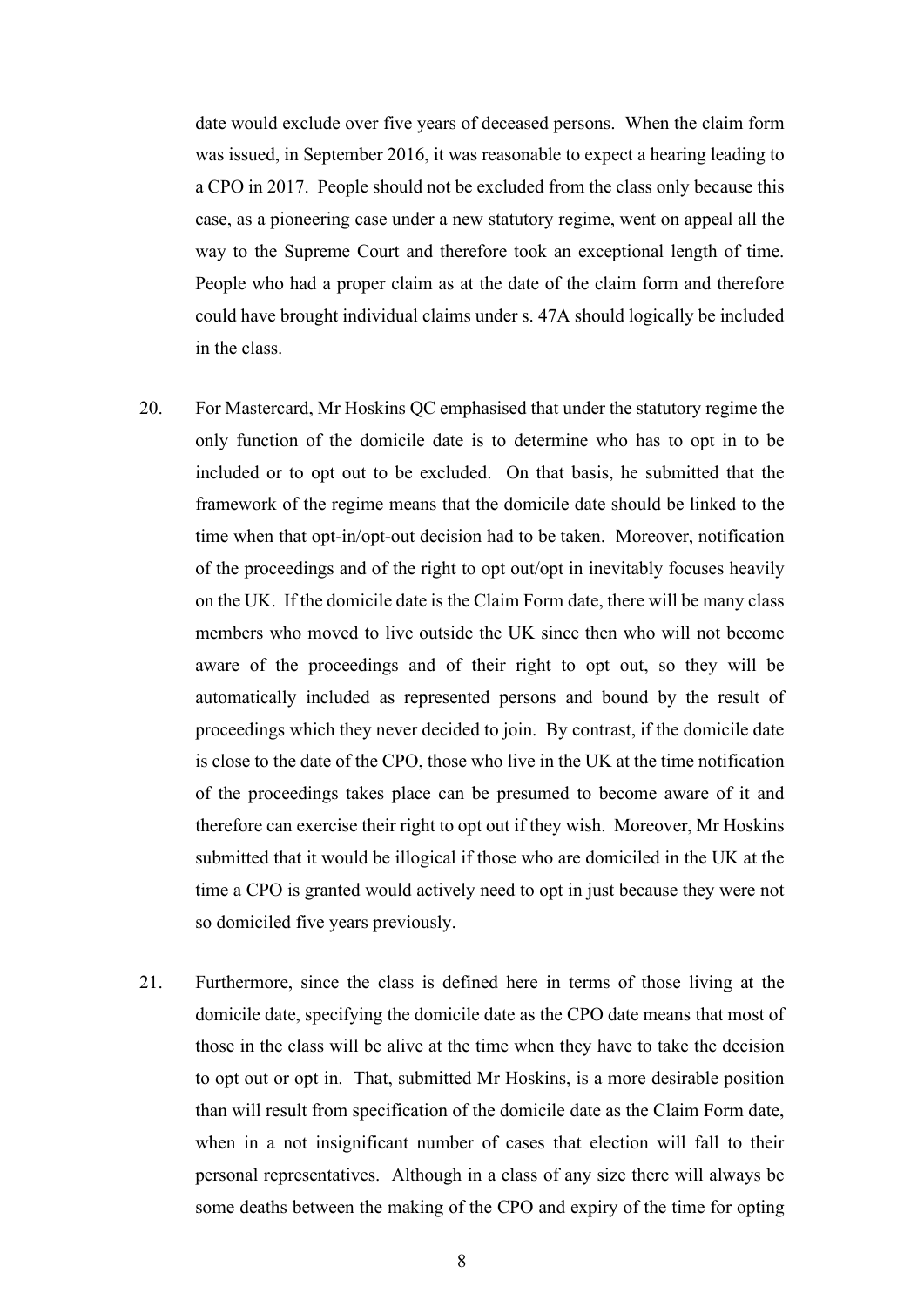date would exclude over five years of deceased persons. When the claim form was issued, in September 2016, it was reasonable to expect a hearing leading to a CPO in 2017. People should not be excluded from the class only because this case, as a pioneering case under a new statutory regime, went on appeal all the way to the Supreme Court and therefore took an exceptional length of time. People who had a proper claim as at the date of the claim form and therefore could have brought individual claims under s. 47A should logically be included in the class.

20. For Mastercard, Mr Hoskins QC emphasised that under the statutory regime the only function of the domicile date is to determine who has to opt in to be included or to opt out to be excluded. On that basis, he submitted that the framework of the regime means that the domicile date should be linked to the time when that opt-in/opt-out decision had to be taken. Moreover, notification of the proceedings and of the right to opt out/opt in inevitably focuses heavily on the UK. If the domicile date is the Claim Form date, there will be many class members who moved to live outside the UK since then who will not become aware of the proceedings and of their right to opt out, so they will be automatically included as represented persons and bound by the result of proceedings which they never decided to join. By contrast, if the domicile date is close to the date of the CPO, those who live in the UK at the time notification of the proceedings takes place can be presumed to become aware of it and therefore can exercise their right to opt out if they wish. Moreover, Mr Hoskins submitted that it would be illogical if those who are domiciled in the UK at the time a CPO is granted would actively need to opt in just because they were not so domiciled five years previously.

21. Furthermore, since the class is defined here in terms of those living at the domicile date, specifying the domicile date as the CPO date means that most of those in the class will be alive at the time when they have to take the decision to opt out or opt in. That, submitted Mr Hoskins, is a more desirable position than will result from specification of the domicile date as the Claim Form date, when in a not insignificant number of cases that election will fall to their personal representatives. Although in a class of any size there will always be some deaths between the making of the CPO and expiry of the time for opting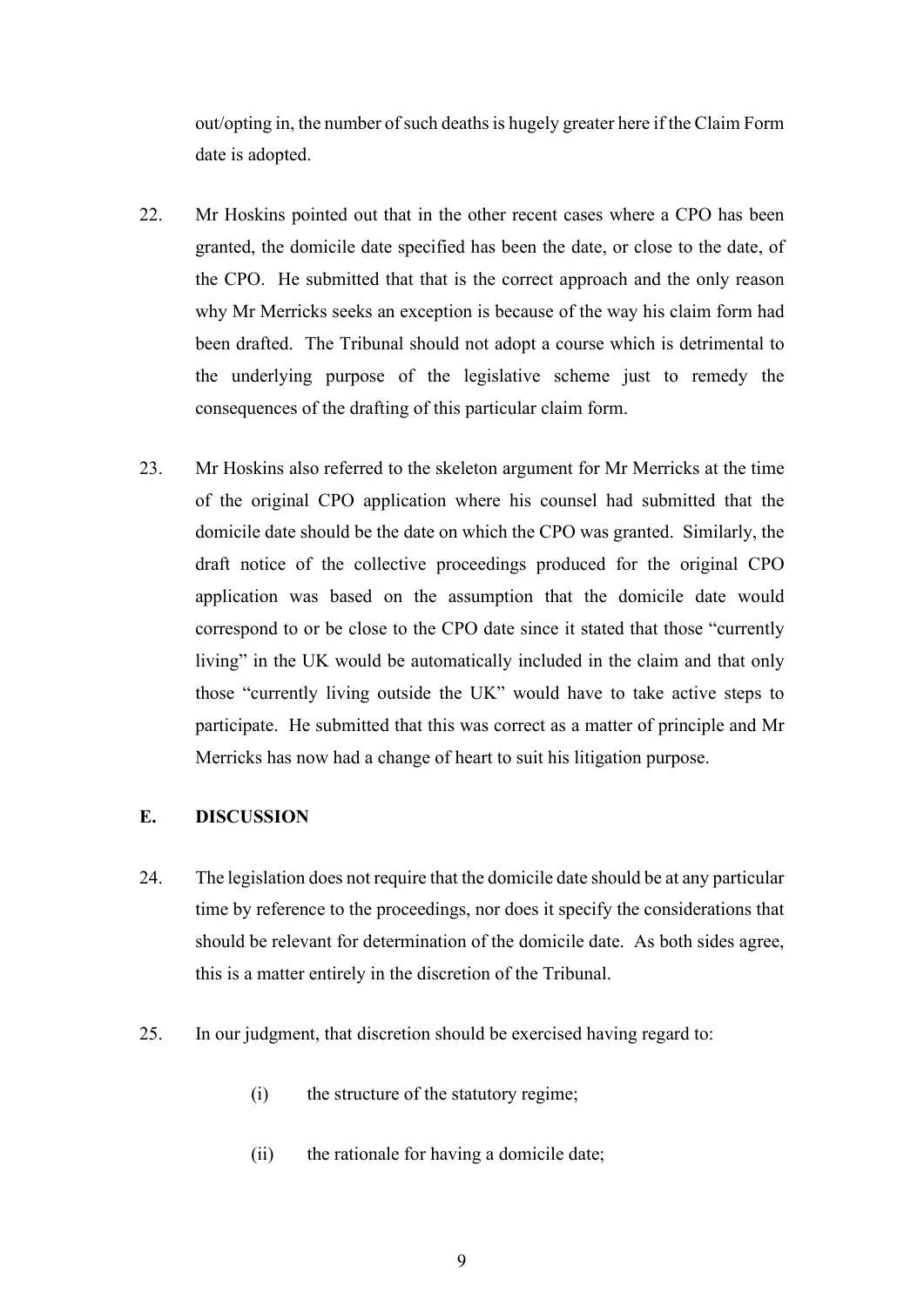out/opting in, the number of such deaths is hugely greater here if the Claim Form date is adopted.

22. Mr Hoskins pointed out that in the other recent cases where a CPO has been granted, the domicile date specified has been the date, or close to the date, of the CPO. He submitted that that is the correct approach and the only reason why Mr Merricks seeks an exception is because of the way his claim form had been drafted. The Tribunal should not adopt a course which is detrimental to the underlying purpose of the legislative scheme just to remedy the consequences of the drafting of this particular claim form.

23. Mr Hoskins also referred to the skeleton argument for Mr Merricks at the time of the original CPO application where his counsel had submitted that the domicile date should be the date on which the CPO was granted. Similarly, the draft notice of the collective proceedings produced for the original CPO application was based on the assumption that the domicile date would correspond to or be close to the CPO date since it stated that those "currently living" in the UK would be automatically included in the claim and that only those "currently living outside the UK" would have to take active steps to participate. He submitted that this was correct as a matter of principle and Mr Merricks has now had a change of heart to suit his litigation purpose.

## E. DISCUSSION

24. The legislation does not require that the domicile date should be at any particular time by reference to the proceedings, nor does it specify the considerations that should be relevant for determination of the domicile date. As both sides agree, this is a matter entirely in the discretion of the Tribunal.

25. In our judgment, that discretion should be exercised having regard to:

    (i) the structure of the statutory regime;

    (ii) the rationale for having a domicile date;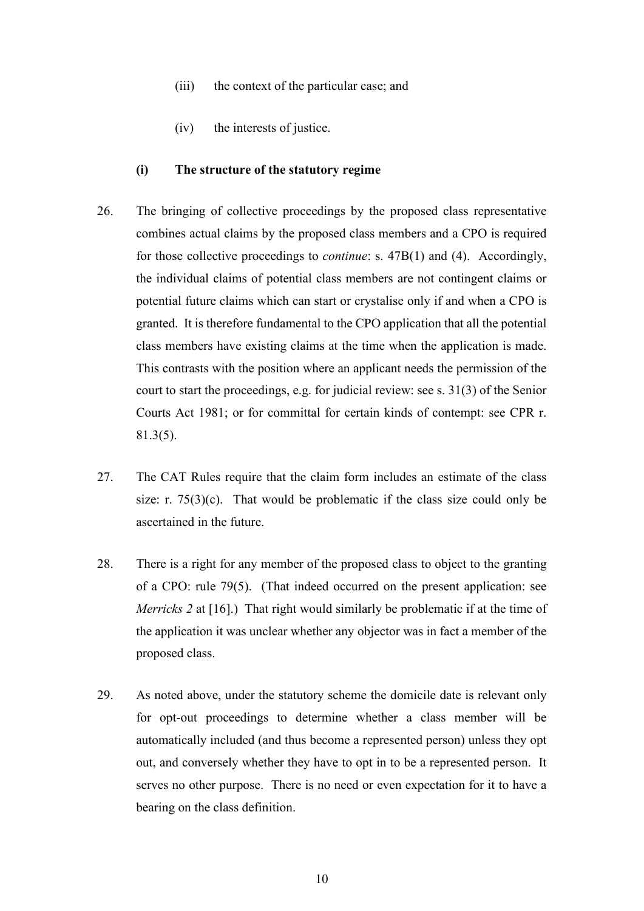(iii) the context of the particular case; and

(iv) the interests of justice.

### (i) The structure of the statutory regime

26. The bringing of collective proceedings by the proposed class representative combines actual claims by the proposed class members and a CPO is required for those collective proceedings to *continue*: s. 47B(1) and (4). Accordingly, the individual claims of potential class members are not contingent claims or potential future claims which can start or crystalise only if and when a CPO is granted. It is therefore fundamental to the CPO application that all the potential class members have existing claims at the time when the application is made. This contrasts with the position where an applicant needs the permission of the court to start the proceedings, e.g. for judicial review: see s. 31(3) of the Senior Courts Act 1981; or for committal for certain kinds of contempt: see CPR r. 81.3(5).

27. The CAT Rules require that the claim form includes an estimate of the class size: r. 75(3)(c). That would be problematic if the class size could only be ascertained in the future.

28. There is a right for any member of the proposed class to object to the granting of a CPO: rule 79(5). (That indeed occurred on the present application: see *Merricks 2* at [16].) That right would similarly be problematic if at the time of the application it was unclear whether any objector was in fact a member of the proposed class.

29. As noted above, under the statutory scheme the domicile date is relevant only for opt-out proceedings to determine whether a class member will be automatically included (and thus become a represented person) unless they opt out, and conversely whether they have to opt in to be a represented person. It serves no other purpose. There is no need or even expectation for it to have a bearing on the class definition.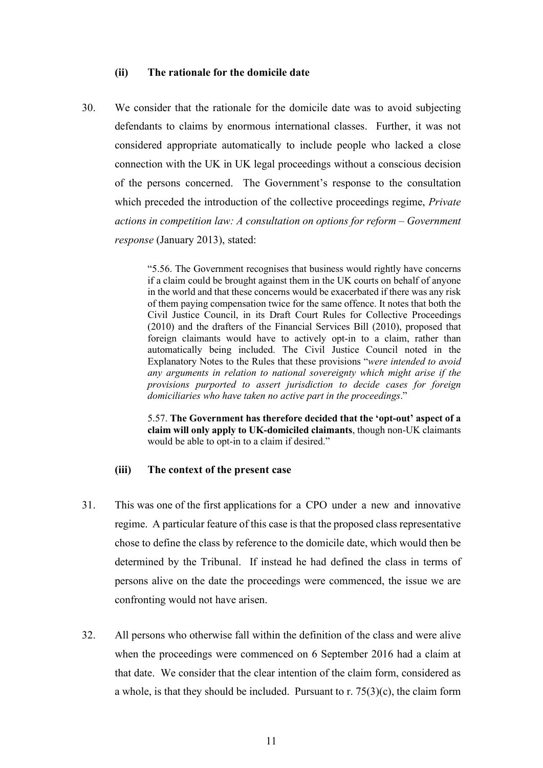### (ii) The rationale for the domicile date

30. We consider that the rationale for the domicile date was to avoid subjecting defendants to claims by enormous international classes. Further, it was not considered appropriate automatically to include people who lacked a close connection with the UK in UK legal proceedings without a conscious decision of the persons concerned. The Government's response to the consultation which preceded the introduction of the collective proceedings regime, *Private actions in competition law: A consultation on options for reform – Government response* (January 2013), stated:

> "5.56. The Government recognises that business would rightly have concerns if a claim could be brought against them in the UK courts on behalf of anyone in the world and that these concerns would be exacerbated if there was any risk of them paying compensation twice for the same offence. It notes that both the Civil Justice Council, in its Draft Court Rules for Collective Proceedings (2010) and the drafters of the Financial Services Bill (2010), proposed that foreign claimants would have to actively opt-in to a claim, rather than automatically being included. The Civil Justice Council noted in the Explanatory Notes to the Rules that these provisions "*were intended to avoid any arguments in relation to national sovereignty which might arise if the provisions purported to assert jurisdiction to decide cases for foreign domiciliaries who have taken no active part in the proceedings*."
>
> 5.57. **The Government has therefore decided that the 'opt-out' aspect of a claim will only apply to UK-domiciled claimants**, though non-UK claimants would be able to opt-in to a claim if desired."

### (iii) The context of the present case

31. This was one of the first applications for a CPO under a new and innovative regime. A particular feature of this case is that the proposed class representative chose to define the class by reference to the domicile date, which would then be determined by the Tribunal. If instead he had defined the class in terms of persons alive on the date the proceedings were commenced, the issue we are confronting would not have arisen.

32. All persons who otherwise fall within the definition of the class and were alive when the proceedings were commenced on 6 September 2016 had a claim at that date. We consider that the clear intention of the claim form, considered as a whole, is that they should be included. Pursuant to r. 75(3)(c), the claim form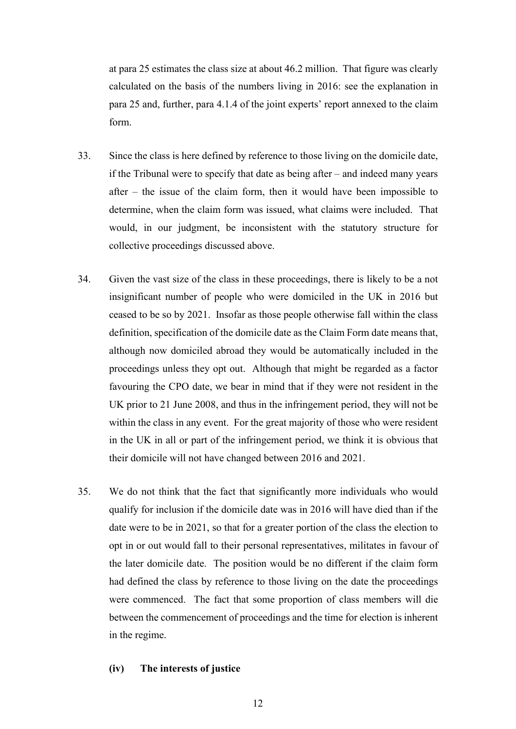at para 25 estimates the class size at about 46.2 million. That figure was clearly calculated on the basis of the numbers living in 2016: see the explanation in para 25 and, further, para 4.1.4 of the joint experts' report annexed to the claim form.

33. Since the class is here defined by reference to those living on the domicile date, if the Tribunal were to specify that date as being after – and indeed many years after – the issue of the claim form, then it would have been impossible to determine, when the claim form was issued, what claims were included. That would, in our judgment, be inconsistent with the statutory structure for collective proceedings discussed above.

34. Given the vast size of the class in these proceedings, there is likely to be a not insignificant number of people who were domiciled in the UK in 2016 but ceased to be so by 2021. Insofar as those people otherwise fall within the class definition, specification of the domicile date as the Claim Form date means that, although now domiciled abroad they would be automatically included in the proceedings unless they opt out. Although that might be regarded as a factor favouring the CPO date, we bear in mind that if they were not resident in the UK prior to 21 June 2008, and thus in the infringement period, they will not be within the class in any event. For the great majority of those who were resident in the UK in all or part of the infringement period, we think it is obvious that their domicile will not have changed between 2016 and 2021.

35. We do not think that the fact that significantly more individuals who would qualify for inclusion if the domicile date was in 2016 will have died than if the date were to be in 2021, so that for a greater portion of the class the election to opt in or out would fall to their personal representatives, militates in favour of the later domicile date. The position would be no different if the claim form had defined the class by reference to those living on the date the proceedings were commenced. The fact that some proportion of class members will die between the commencement of proceedings and the time for election is inherent in the regime.

**(iv) The interests of justice**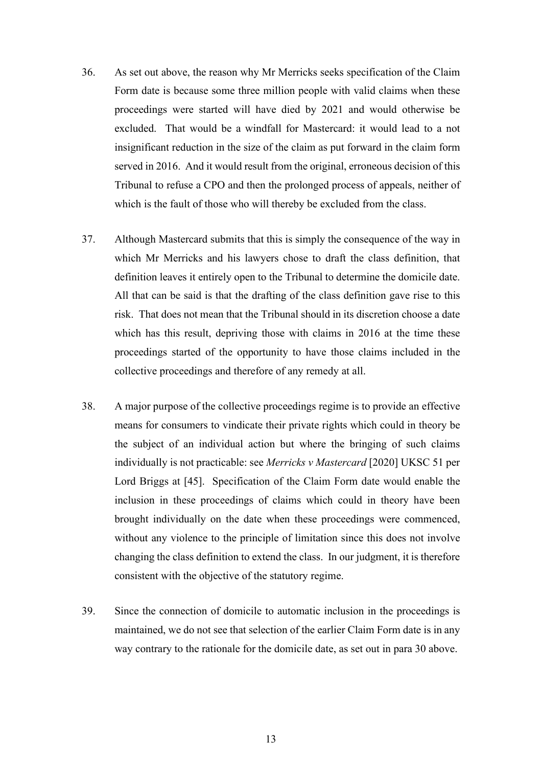36. As set out above, the reason why Mr Merricks seeks specification of the Claim Form date is because some three million people with valid claims when these proceedings were started will have died by 2021 and would otherwise be excluded. That would be a windfall for Mastercard: it would lead to a not insignificant reduction in the size of the claim as put forward in the claim form served in 2016. And it would result from the original, erroneous decision of this Tribunal to refuse a CPO and then the prolonged process of appeals, neither of which is the fault of those who will thereby be excluded from the class.

37. Although Mastercard submits that this is simply the consequence of the way in which Mr Merricks and his lawyers chose to draft the class definition, that definition leaves it entirely open to the Tribunal to determine the domicile date. All that can be said is that the drafting of the class definition gave rise to this risk. That does not mean that the Tribunal should in its discretion choose a date which has this result, depriving those with claims in 2016 at the time these proceedings started of the opportunity to have those claims included in the collective proceedings and therefore of any remedy at all.

38. A major purpose of the collective proceedings regime is to provide an effective means for consumers to vindicate their private rights which could in theory be the subject of an individual action but where the bringing of such claims individually is not practicable: see *Merricks v Mastercard* [2020] UKSC 51 per Lord Briggs at [45]. Specification of the Claim Form date would enable the inclusion in these proceedings of claims which could in theory have been brought individually on the date when these proceedings were commenced, without any violence to the principle of limitation since this does not involve changing the class definition to extend the class. In our judgment, it is therefore consistent with the objective of the statutory regime.

39. Since the connection of domicile to automatic inclusion in the proceedings is maintained, we do not see that selection of the earlier Claim Form date is in any way contrary to the rationale for the domicile date, as set out in para 30 above.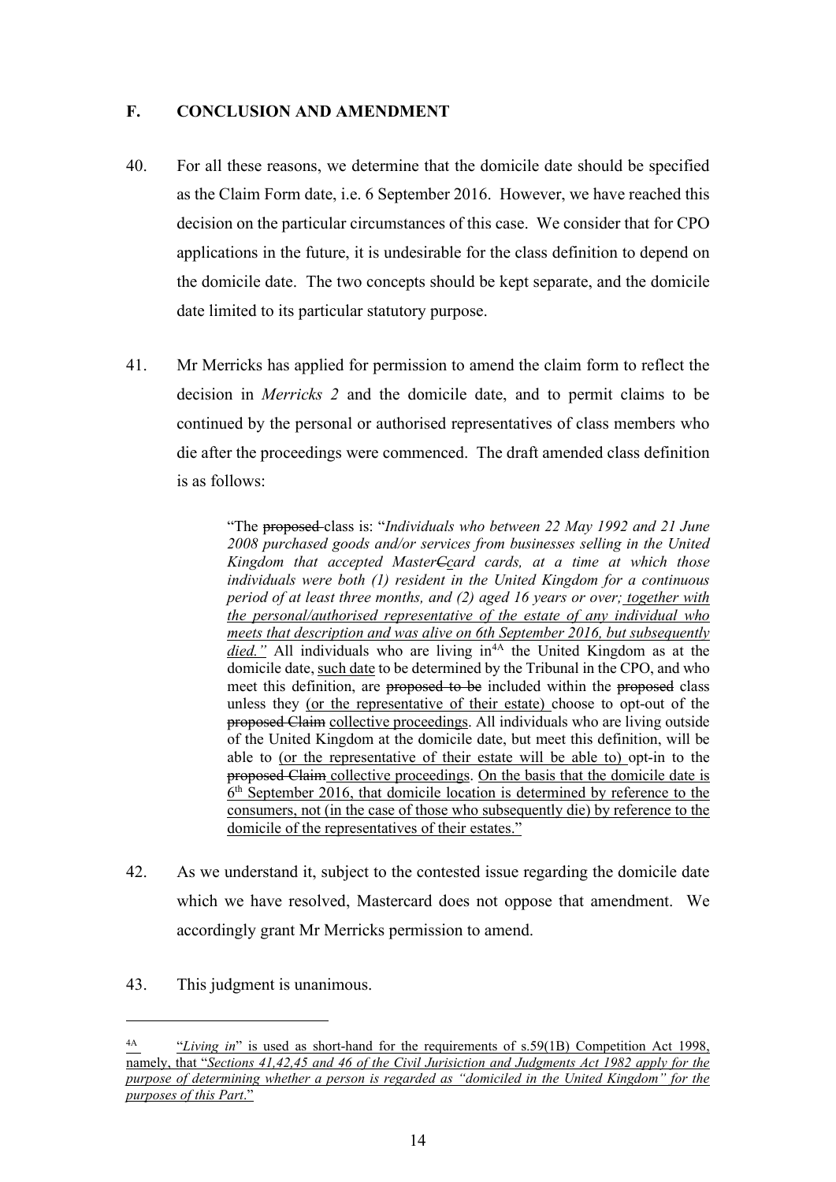## F. CONCLUSION AND AMENDMENT

40. For all these reasons, we determine that the domicile date should be specified as the Claim Form date, i.e. 6 September 2016. However, we have reached this decision on the particular circumstances of this case. We consider that for CPO applications in the future, it is undesirable for the class definition to depend on the domicile date. The two concepts should be kept separate, and the domicile date limited to its particular statutory purpose.

41. Mr Merricks has applied for permission to amend the claim form to reflect the decision in *Merricks 2* and the domicile date, and to permit claims to be continued by the personal or authorised representatives of class members who die after the proceedings were commenced. The draft amended class definition is as follows:

> "The ~~proposed~~ class is: "*Individuals who between 22 May 1992 and 21 June 2008 purchased goods and/or services from businesses selling in the United Kingdom that accepted Master~~C~~card cards, at a time at which those individuals were both (1) resident in the United Kingdom for a continuous period of at least three months, and (2) aged 16 years or over; <u>together with the personal/authorised representative of the estate of any individual who meets that description and was alive on 6th September 2016, but subsequently died</u>.*" All individuals who are living in[4A] the United Kingdom as at the domicile date, <u>such date</u> to be determined by the Tribunal in the CPO, and who meet this definition, are ~~proposed to be~~ included within the ~~proposed~~ class unless they <u>(or the representative of their estate)</u> choose to opt-out of the ~~proposed Claim~~ <u>collective proceedings</u>. All individuals who are living outside of the United Kingdom at the domicile date, but meet this definition, will be able to <u>(or the representative of their estate will be able to)</u> opt-in to the ~~proposed Claim~~ <u>collective proceedings</u>. <u>On the basis that the domicile date is 6th September 2016, that domicile location is determined by reference to the consumers, not (in the case of those who subsequently die) by reference to the domicile of the representatives of their estates.</u>"

42. As we understand it, subject to the contested issue regarding the domicile date which we have resolved, Mastercard does not oppose that amendment. We accordingly grant Mr Merricks permission to amend.

43. This judgment is unanimous.

---

[4A] "*Living in*" is used as short-hand for the requirements of s.59(1B) Competition Act 1998, <u>namely, that "*Sections 41,42,45 and 46 of the Civil Jurisdiction and Judgments Act 1982 apply for the purpose of determining whether a person is regarded as "domiciled in the United Kingdom" for the purposes of this Part*."</u>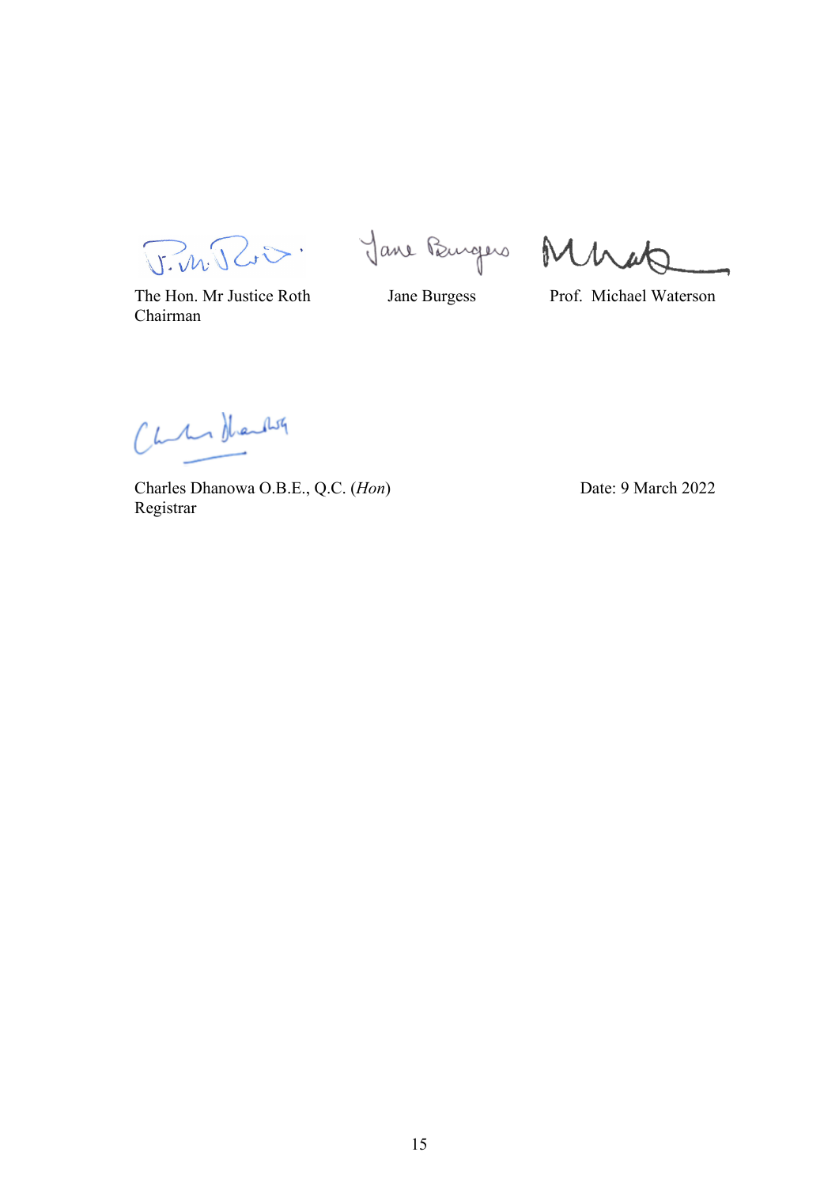The Hon. Mr Justice Roth
Chairman

Jane Burgess

Prof. Michael Waterson

Charles Dhanowa O.B.E., Q.C. (*Hon*)
Registrar

Date: 9 March 2022